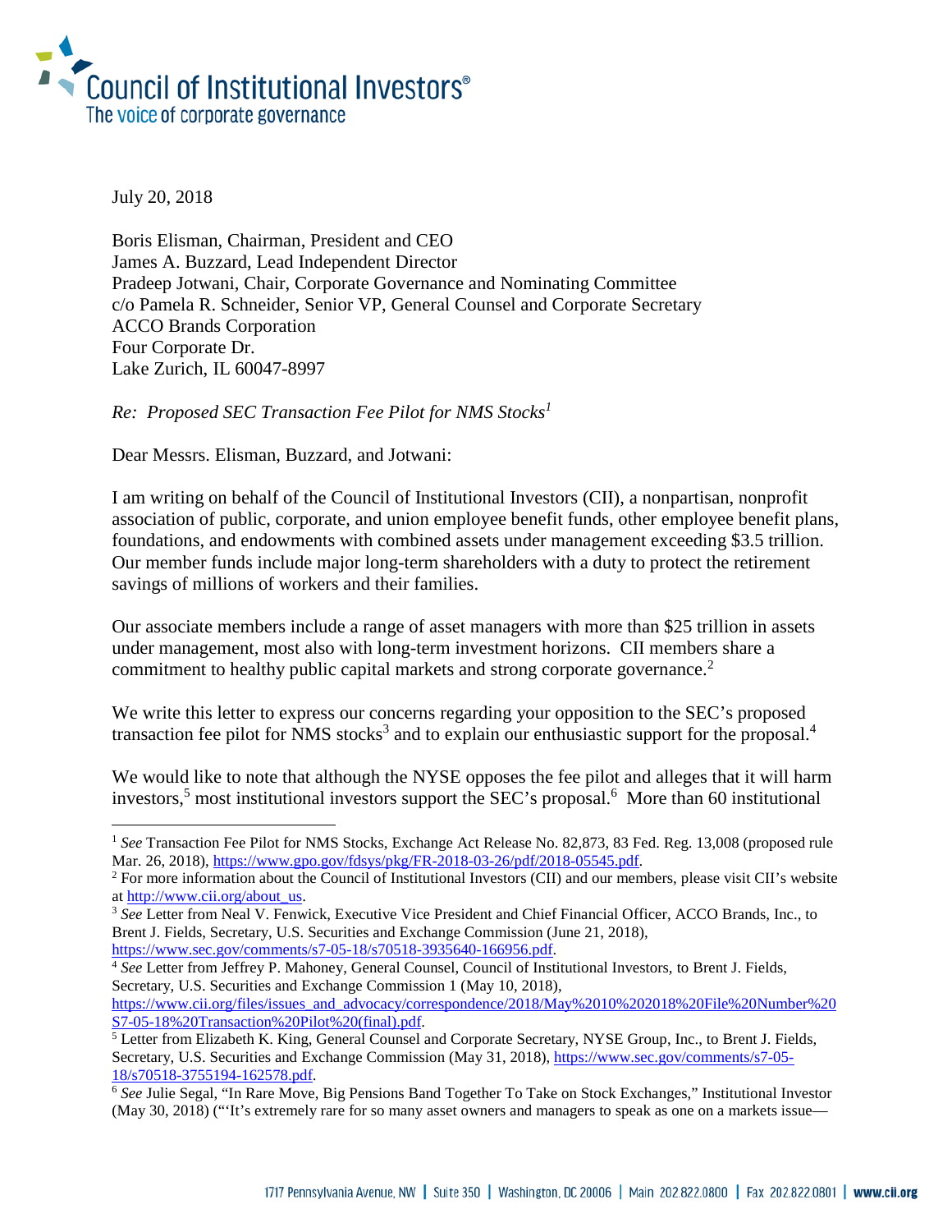# Council of Institutional Investors®
The voice of corporate governance

July 20, 2018

Boris Elisman, Chairman, President and CEO
James A. Buzzard, Lead Independent Director
Pradeep Jotwani, Chair, Corporate Governance and Nominating Committee
c/o Pamela R. Schneider, Senior VP, General Counsel and Corporate Secretary
ACCO Brands Corporation
Four Corporate Dr.
Lake Zurich, IL 60047-8997

*Re: Proposed SEC Transaction Fee Pilot for NMS Stocks*[1]

Dear Messrs. Elisman, Buzzard, and Jotwani:

I am writing on behalf of the Council of Institutional Investors (CII), a nonpartisan, nonprofit association of public, corporate, and union employee benefit funds, other employee benefit plans, foundations, and endowments with combined assets under management exceeding $3.5 trillion. Our member funds include major long-term shareholders with a duty to protect the retirement savings of millions of workers and their families.

Our associate members include a range of asset managers with more than $25 trillion in assets under management, most also with long-term investment horizons. CII members share a commitment to healthy public capital markets and strong corporate governance.[2]

We write this letter to express our concerns regarding your opposition to the SEC's proposed transaction fee pilot for NMS stocks[3] and to explain our enthusiastic support for the proposal.[4]

We would like to note that although the NYSE opposes the fee pilot and alleges that it will harm investors,[5] most institutional investors support the SEC's proposal.[6] More than 60 institutional

---

[1] *See* Transaction Fee Pilot for NMS Stocks, Exchange Act Release No. 82,873, 83 Fed. Reg. 13,008 (proposed rule Mar. 26, 2018), https://www.gpo.gov/fdsys/pkg/FR-2018-03-26/pdf/2018-05545.pdf.

[2] For more information about the Council of Institutional Investors (CII) and our members, please visit CII's website at http://www.cii.org/about_us.

[3] *See* Letter from Neal V. Fenwick, Executive Vice President and Chief Financial Officer, ACCO Brands, Inc., to Brent J. Fields, Secretary, U.S. Securities and Exchange Commission (June 21, 2018), https://www.sec.gov/comments/s7-05-18/s70518-3935640-166956.pdf.

[4] *See* Letter from Jeffrey P. Mahoney, General Counsel, Council of Institutional Investors, to Brent J. Fields, Secretary, U.S. Securities and Exchange Commission 1 (May 10, 2018), https://www.cii.org/files/issues_and_advocacy/correspondence/2018/May%2010%202018%20File%20Number%20S7-05-18%20Transaction%20Pilot%20(final).pdf.

[5] Letter from Elizabeth K. King, General Counsel and Corporate Secretary, NYSE Group, Inc., to Brent J. Fields, Secretary, U.S. Securities and Exchange Commission (May 31, 2018), https://www.sec.gov/comments/s7-05-18/s70518-3755194-162578.pdf.

[6] *See* Julie Segal, "In Rare Move, Big Pensions Band Together To Take on Stock Exchanges," Institutional Investor (May 30, 2018) ("'It's extremely rare for so many asset owners and managers to speak as one on a markets issue—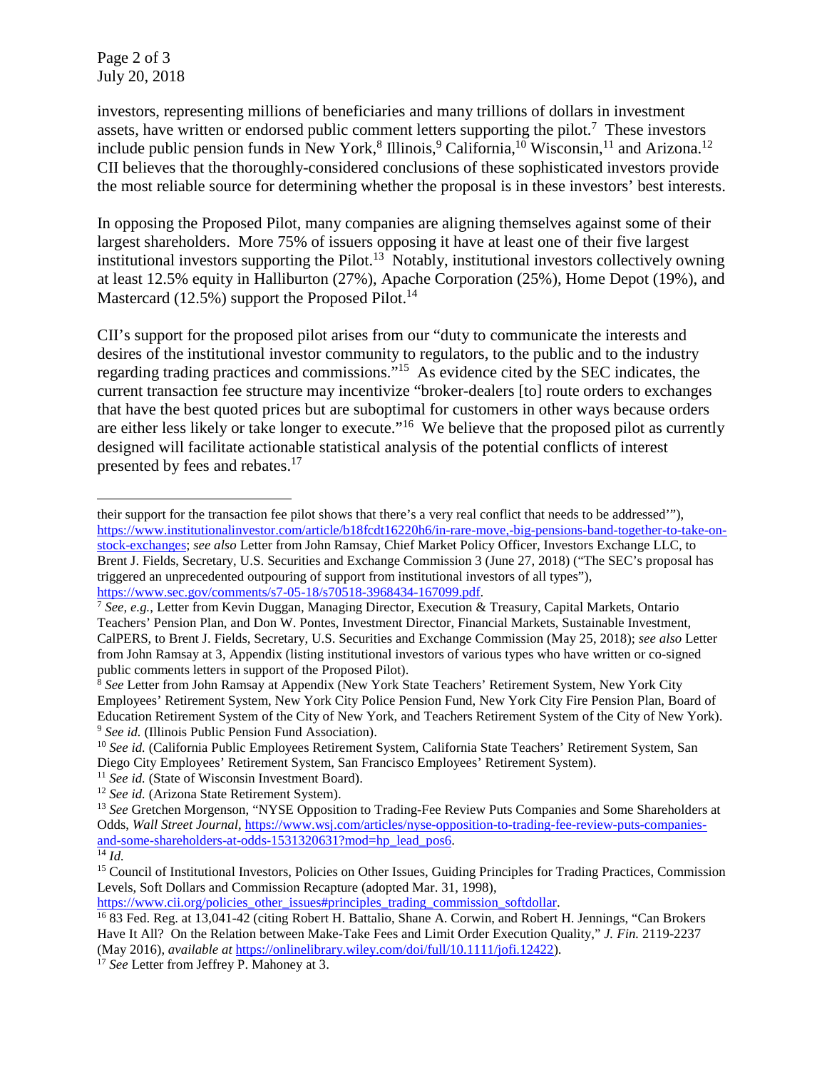investors, representing millions of beneficiaries and many trillions of dollars in investment assets, have written or endorsed public comment letters supporting the pilot.[7] These investors include public pension funds in New York,[8] Illinois,[9] California,[10] Wisconsin,[11] and Arizona.[12] CII believes that the thoroughly-considered conclusions of these sophisticated investors provide the most reliable source for determining whether the proposal is in these investors' best interests.

In opposing the Proposed Pilot, many companies are aligning themselves against some of their largest shareholders. More 75% of issuers opposing it have at least one of their five largest institutional investors supporting the Pilot.[13] Notably, institutional investors collectively owning at least 12.5% equity in Halliburton (27%), Apache Corporation (25%), Home Depot (19%), and Mastercard (12.5%) support the Proposed Pilot.[14]

CII's support for the proposed pilot arises from our "duty to communicate the interests and desires of the institutional investor community to regulators, to the public and to the industry regarding trading practices and commissions."[15] As evidence cited by the SEC indicates, the current transaction fee structure may incentivize "broker-dealers [to] route orders to exchanges that have the best quoted prices but are suboptimal for customers in other ways because orders are either less likely or take longer to execute."[16] We believe that the proposed pilot as currently designed will facilitate actionable statistical analysis of the potential conflicts of interest presented by fees and rebates.[17]

---

their support for the transaction fee pilot shows that there's a very real conflict that needs to be addressed'"), https://www.institutionalinvestor.com/article/b18fcdt16220h6/in-rare-move,-big-pensions-band-together-to-take-on-stock-exchanges; *see also* Letter from John Ramsay, Chief Market Policy Officer, Investors Exchange LLC, to Brent J. Fields, Secretary, U.S. Securities and Exchange Commission 3 (June 27, 2018) ("The SEC's proposal has triggered an unprecedented outpouring of support from institutional investors of all types"), https://www.sec.gov/comments/s7-05-18/s70518-3968434-167099.pdf.

[7] *See, e.g.*, Letter from Kevin Duggan, Managing Director, Execution & Treasury, Capital Markets, Ontario Teachers' Pension Plan, and Don W. Pontes, Investment Director, Financial Markets, Sustainable Investment, CalPERS, to Brent J. Fields, Secretary, U.S. Securities and Exchange Commission (May 25, 2018); *see also* Letter from John Ramsay at 3, Appendix (listing institutional investors of various types who have written or co-signed public comments letters in support of the Proposed Pilot).

[8] *See* Letter from John Ramsay at Appendix (New York State Teachers' Retirement System, New York City Employees' Retirement System, New York City Police Pension Fund, New York City Fire Pension Plan, Board of Education Retirement System of the City of New York, and Teachers Retirement System of the City of New York).

[9] *See id.* (Illinois Public Pension Fund Association).

[10] *See id.* (California Public Employees Retirement System, California State Teachers' Retirement System, San Diego City Employees' Retirement System, San Francisco Employees' Retirement System).

[11] *See id.* (State of Wisconsin Investment Board).

[12] *See id.* (Arizona State Retirement System).

[13] *See* Gretchen Morgenson, "NYSE Opposition to Trading-Fee Review Puts Companies and Some Shareholders at Odds, *Wall Street Journal*, https://www.wsj.com/articles/nyse-opposition-to-trading-fee-review-puts-companies-and-some-shareholders-at-odds-1531320631?mod=hp_lead_pos6.

[14] *Id.*

[15] Council of Institutional Investors, Policies on Other Issues, Guiding Principles for Trading Practices, Commission Levels, Soft Dollars and Commission Recapture (adopted Mar. 31, 1998), https://www.cii.org/policies_other_issues#principles_trading_commission_softdollar.

[16] 83 Fed. Reg. at 13,041-42 (citing Robert H. Battalio, Shane A. Corwin, and Robert H. Jennings, "Can Brokers Have It All? On the Relation between Make-Take Fees and Limit Order Execution Quality," *J. Fin.* 2119-2237 (May 2016), *available at* https://onlinelibrary.wiley.com/doi/full/10.1111/jofi.12422).

[17] *See* Letter from Jeffrey P. Mahoney at 3.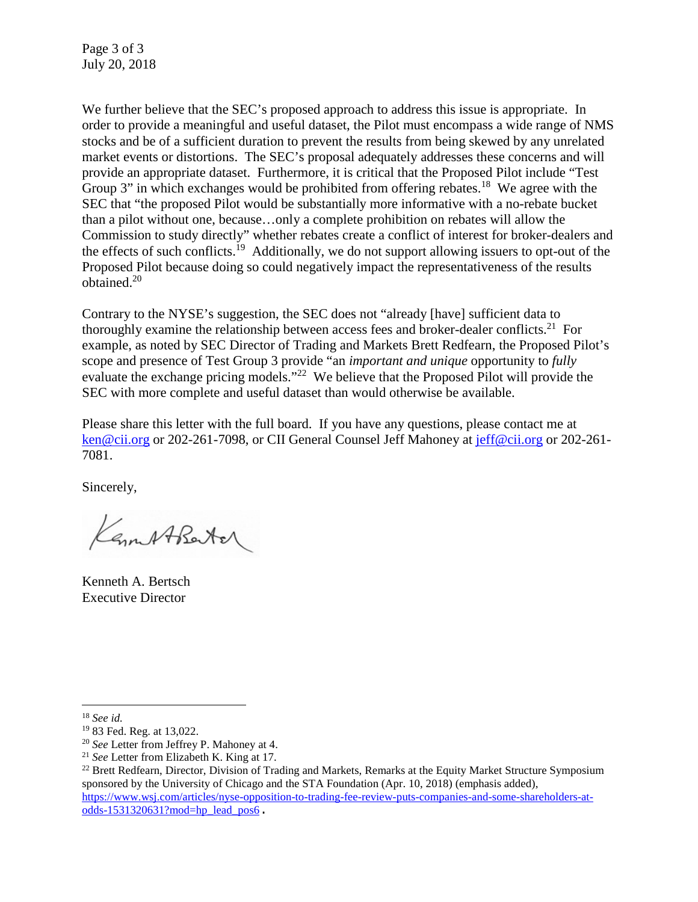We further believe that the SEC's proposed approach to address this issue is appropriate. In order to provide a meaningful and useful dataset, the Pilot must encompass a wide range of NMS stocks and be of a sufficient duration to prevent the results from being skewed by any unrelated market events or distortions. The SEC's proposal adequately addresses these concerns and will provide an appropriate dataset. Furthermore, it is critical that the Proposed Pilot include "Test Group 3" in which exchanges would be prohibited from offering rebates.[18] We agree with the SEC that "the proposed Pilot would be substantially more informative with a no-rebate bucket than a pilot without one, because…only a complete prohibition on rebates will allow the Commission to study directly" whether rebates create a conflict of interest for broker-dealers and the effects of such conflicts.[19] Additionally, we do not support allowing issuers to opt-out of the Proposed Pilot because doing so could negatively impact the representativeness of the results obtained.[20]

Contrary to the NYSE's suggestion, the SEC does not "already [have] sufficient data to thoroughly examine the relationship between access fees and broker-dealer conflicts.[21] For example, as noted by SEC Director of Trading and Markets Brett Redfearn, the Proposed Pilot's scope and presence of Test Group 3 provide "an *important and unique* opportunity to *fully* evaluate the exchange pricing models."[22] We believe that the Proposed Pilot will provide the SEC with more complete and useful dataset than would otherwise be available.

Please share this letter with the full board. If you have any questions, please contact me at ken@cii.org or 202-261-7098, or CII General Counsel Jeff Mahoney at jeff@cii.org or 202-261-7081.

Sincerely,

Kenneth A. Bertsch
Executive Director

---

[18] *See id.*

[19] 83 Fed. Reg. at 13,022.

[20] *See* Letter from Jeffrey P. Mahoney at 4.

[21] *See* Letter from Elizabeth K. King at 17.

[22] Brett Redfearn, Director, Division of Trading and Markets, Remarks at the Equity Market Structure Symposium sponsored by the University of Chicago and the STA Foundation (Apr. 10, 2018) (emphasis added), https://www.wsj.com/articles/nyse-opposition-to-trading-fee-review-puts-companies-and-some-shareholders-at-odds-1531320631?mod=hp_lead_pos6 .